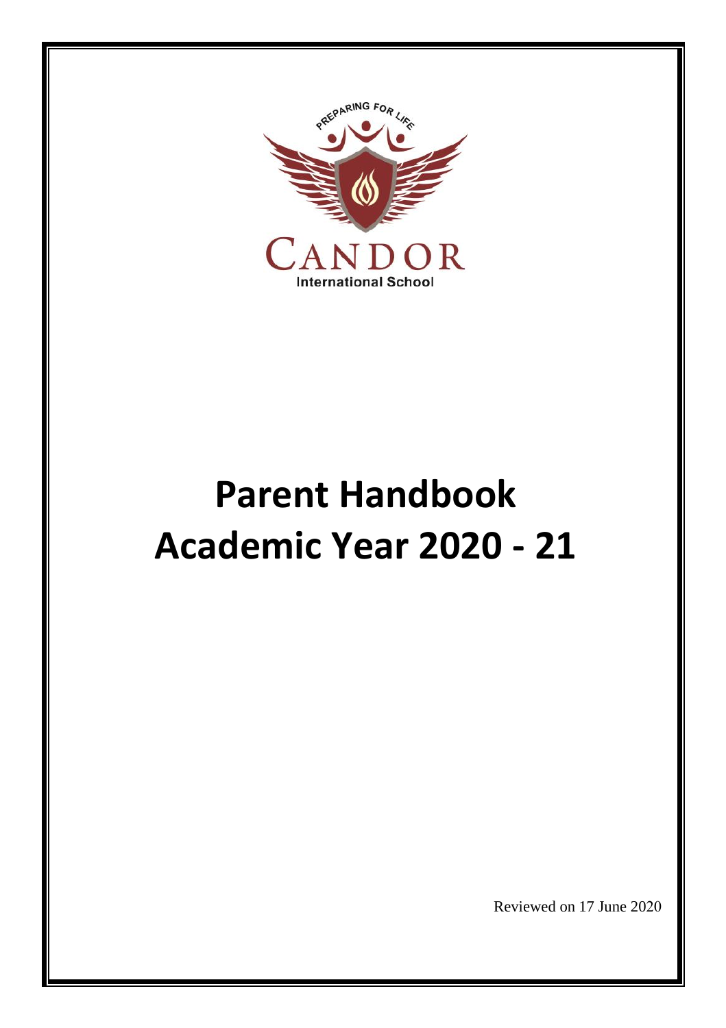PREPARING FOR LIFE

CANDOR

International School

# Parent Handbook
# Academic Year 2020 - 21

Reviewed on 17 June 2020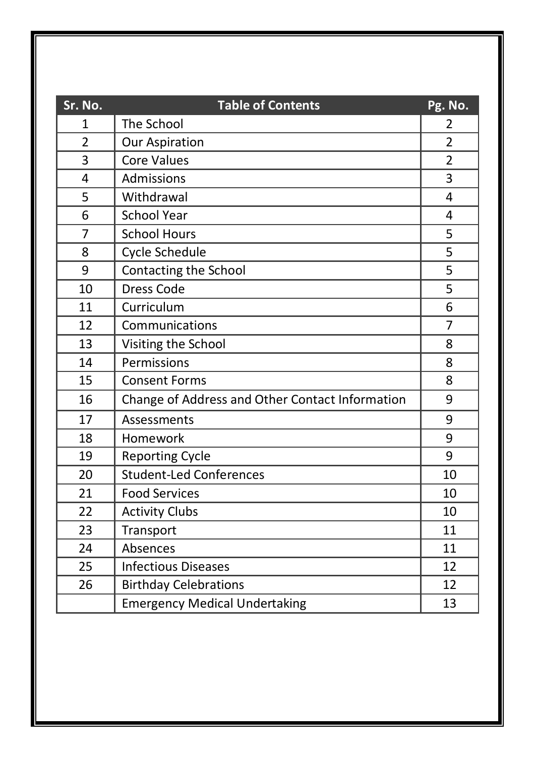| Sr. No. | Table of Contents | Pg. No. |
|---|---|---|
| 1 | The School | 2 |
| 2 | Our Aspiration | 2 |
| 3 | Core Values | 2 |
| 4 | Admissions | 3 |
| 5 | Withdrawal | 4 |
| 6 | School Year | 4 |
| 7 | School Hours | 5 |
| 8 | Cycle Schedule | 5 |
| 9 | Contacting the School | 5 |
| 10 | Dress Code | 5 |
| 11 | Curriculum | 6 |
| 12 | Communications | 7 |
| 13 | Visiting the School | 8 |
| 14 | Permissions | 8 |
| 15 | Consent Forms | 8 |
| 16 | Change of Address and Other Contact Information | 9 |
| 17 | Assessments | 9 |
| 18 | Homework | 9 |
| 19 | Reporting Cycle | 9 |
| 20 | Student-Led Conferences | 10 |
| 21 | Food Services | 10 |
| 22 | Activity Clubs | 10 |
| 23 | Transport | 11 |
| 24 | Absences | 11 |
| 25 | Infectious Diseases | 12 |
| 26 | Birthday Celebrations | 12 |
| | Emergency Medical Undertaking | 13 |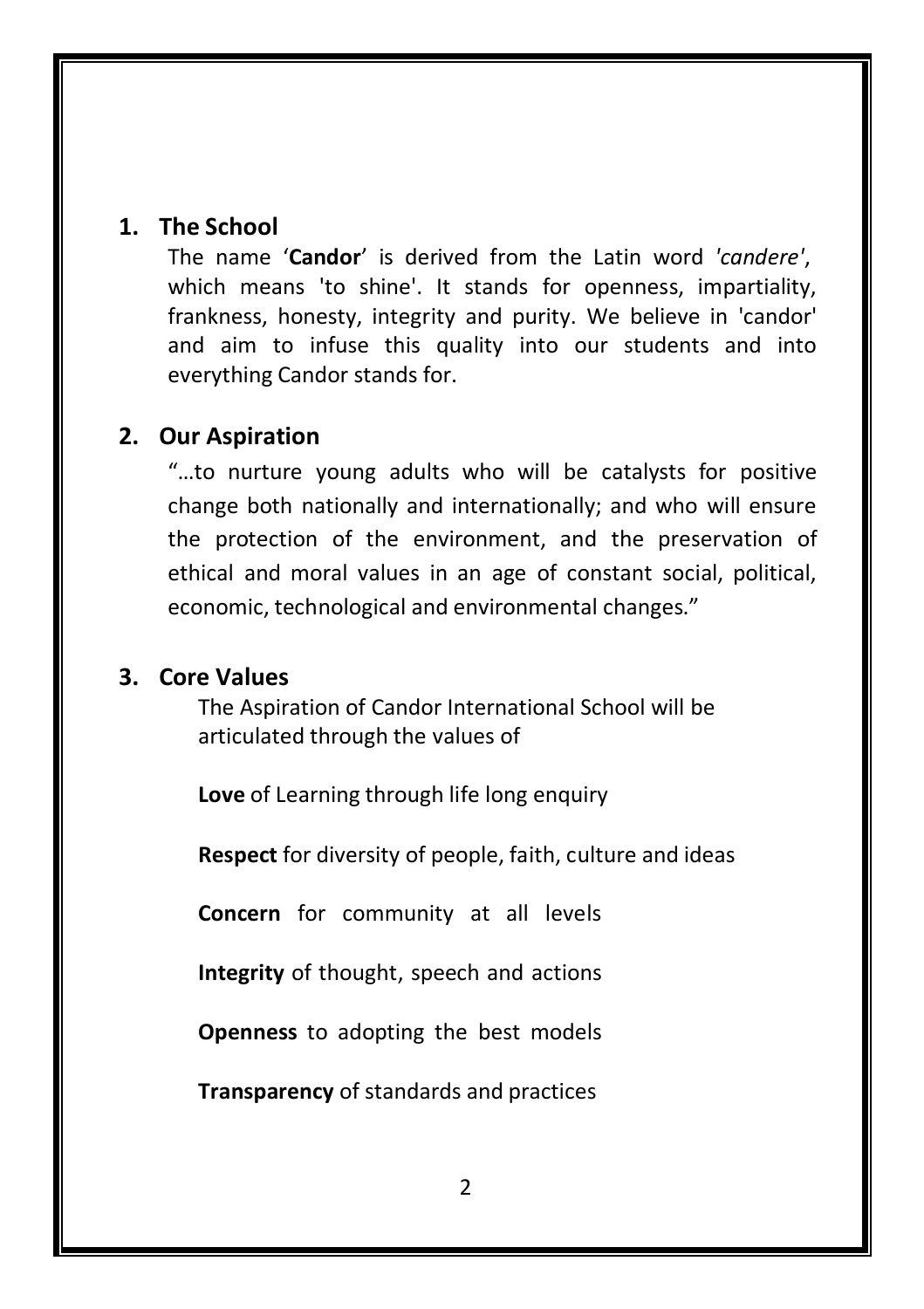## 1. The School

The name '**Candor**' is derived from the Latin word *'candere'*, which means 'to shine'. It stands for openness, impartiality, frankness, honesty, integrity and purity. We believe in 'candor' and aim to infuse this quality into our students and into everything Candor stands for.

## 2. Our Aspiration

"…to nurture young adults who will be catalysts for positive change both nationally and internationally; and who will ensure the protection of the environment, and the preservation of ethical and moral values in an age of constant social, political, economic, technological and environmental changes."

## 3. Core Values

The Aspiration of Candor International School will be articulated through the values of

**Love** of Learning through life long enquiry

**Respect** for diversity of people, faith, culture and ideas

**Concern** for community at all levels

**Integrity** of thought, speech and actions

**Openness** to adopting the best models

**Transparency** of standards and practices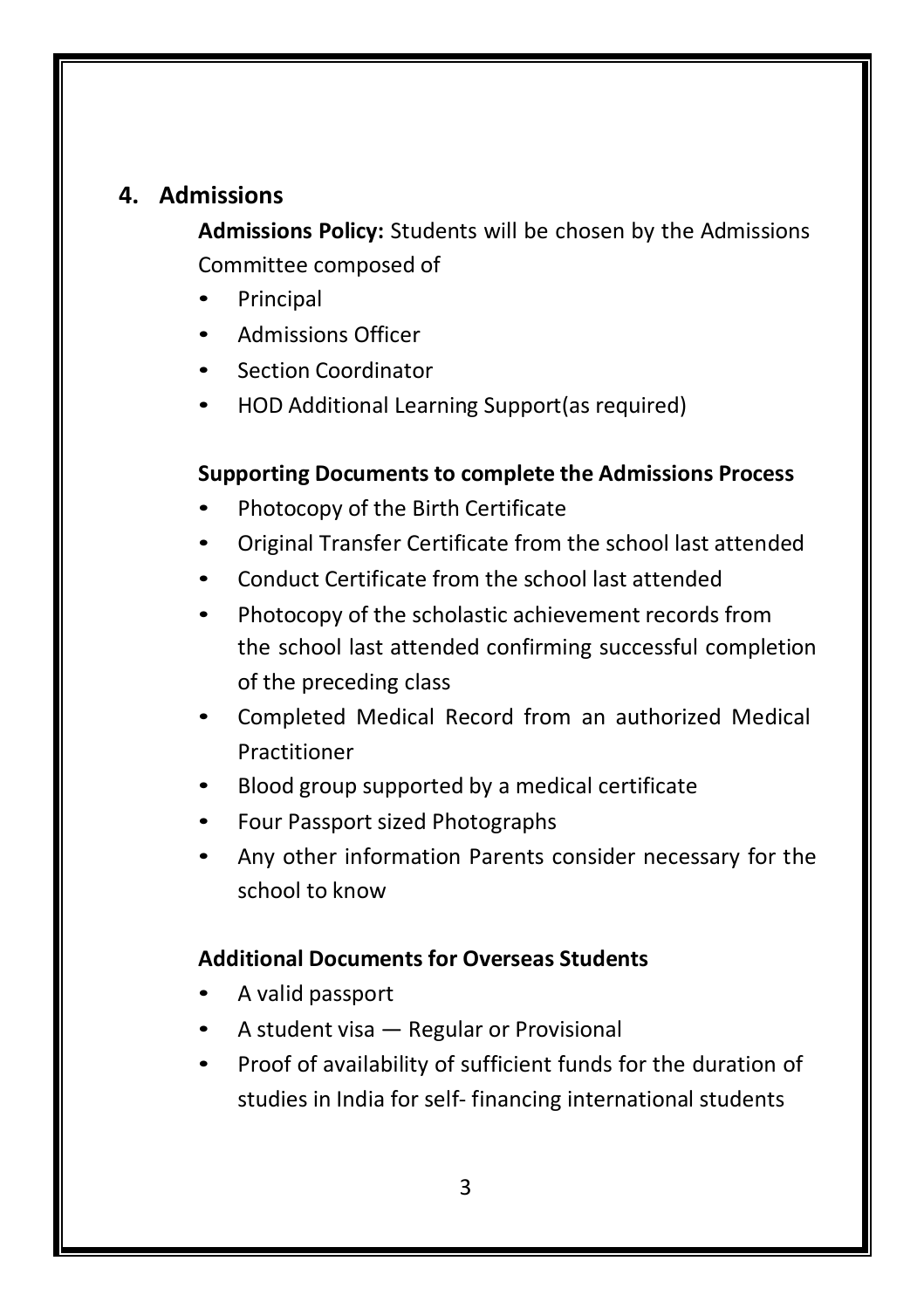## 4. Admissions

**Admissions Policy:** Students will be chosen by the Admissions Committee composed of

- Principal
- Admissions Officer
- Section Coordinator
- HOD Additional Learning Support(as required)

**Supporting Documents to complete the Admissions Process**

- Photocopy of the Birth Certificate
- Original Transfer Certificate from the school last attended
- Conduct Certificate from the school last attended
- Photocopy of the scholastic achievement records from the school last attended confirming successful completion of the preceding class
- Completed Medical Record from an authorized Medical Practitioner
- Blood group supported by a medical certificate
- Four Passport sized Photographs
- Any other information Parents consider necessary for the school to know

**Additional Documents for Overseas Students**

- A valid passport
- A student visa — Regular or Provisional
- Proof of availability of sufficient funds for the duration of studies in India for self- financing international students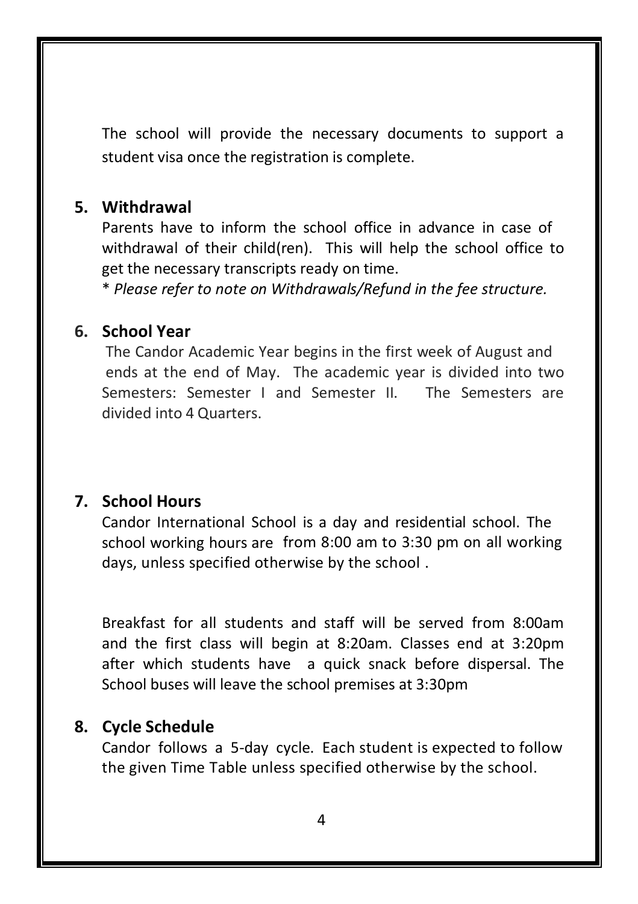The school will provide the necessary documents to support a student visa once the registration is complete.

## 5. Withdrawal

Parents have to inform the school office in advance in case of withdrawal of their child(ren). This will help the school office to get the necessary transcripts ready on time.

\* *Please refer to note on Withdrawals/Refund in the fee structure.*

## 6. School Year

The Candor Academic Year begins in the first week of August and ends at the end of May. The academic year is divided into two Semesters: Semester I and Semester II. The Semesters are divided into 4 Quarters.

## 7. School Hours

Candor International School is a day and residential school. The school working hours are from 8:00 am to 3:30 pm on all working days, unless specified otherwise by the school .

Breakfast for all students and staff will be served from 8:00am and the first class will begin at 8:20am. Classes end at 3:20pm after which students have a quick snack before dispersal. The School buses will leave the school premises at 3:30pm

## 8. Cycle Schedule

Candor follows a 5-day cycle. Each student is expected to follow the given Time Table unless specified otherwise by the school.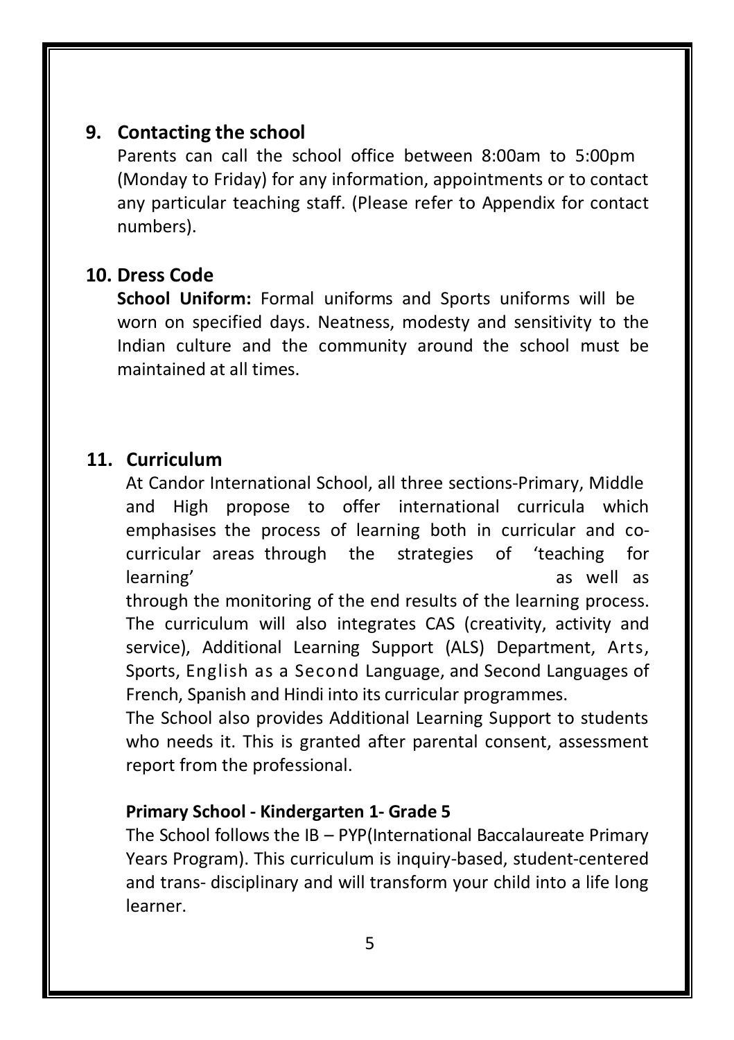## 9. Contacting the school

Parents can call the school office between 8:00am to 5:00pm (Monday to Friday) for any information, appointments or to contact any particular teaching staff. (Please refer to Appendix for contact numbers).

## 10. Dress Code

**School Uniform:** Formal uniforms and Sports uniforms will be worn on specified days. Neatness, modesty and sensitivity to the Indian culture and the community around the school must be maintained at all times.

## 11. Curriculum

At Candor International School, all three sections-Primary, Middle and High propose to offer international curricula which emphasises the process of learning both in curricular and co-curricular areas through the strategies of 'teaching for learning' as well as through the monitoring of the end results of the learning process. The curriculum will also integrates CAS (creativity, activity and service), Additional Learning Support (ALS) Department, Arts, Sports, English as a Second Language, and Second Languages of French, Spanish and Hindi into its curricular programmes.

The School also provides Additional Learning Support to students who needs it. This is granted after parental consent, assessment report from the professional.

**Primary School - Kindergarten 1- Grade 5**

The School follows the IB – PYP(International Baccalaureate Primary Years Program). This curriculum is inquiry-based, student-centered and trans- disciplinary and will transform your child into a life long learner.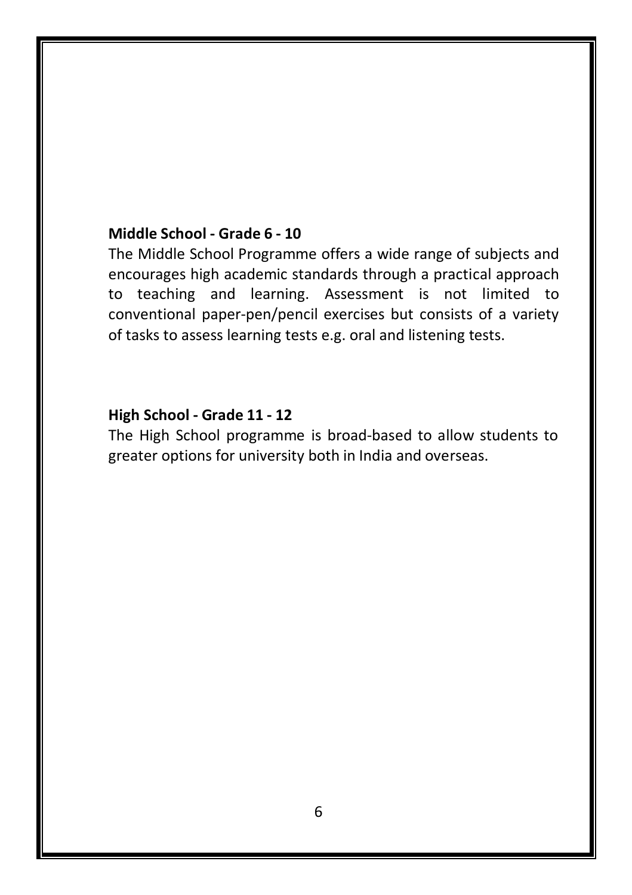**Middle School - Grade 6 - 10**

The Middle School Programme offers a wide range of subjects and encourages high academic standards through a practical approach to teaching and learning. Assessment is not limited to conventional paper-pen/pencil exercises but consists of a variety of tasks to assess learning tests e.g. oral and listening tests.

**High School - Grade 11 - 12**

The High School programme is broad-based to allow students to greater options for university both in India and overseas.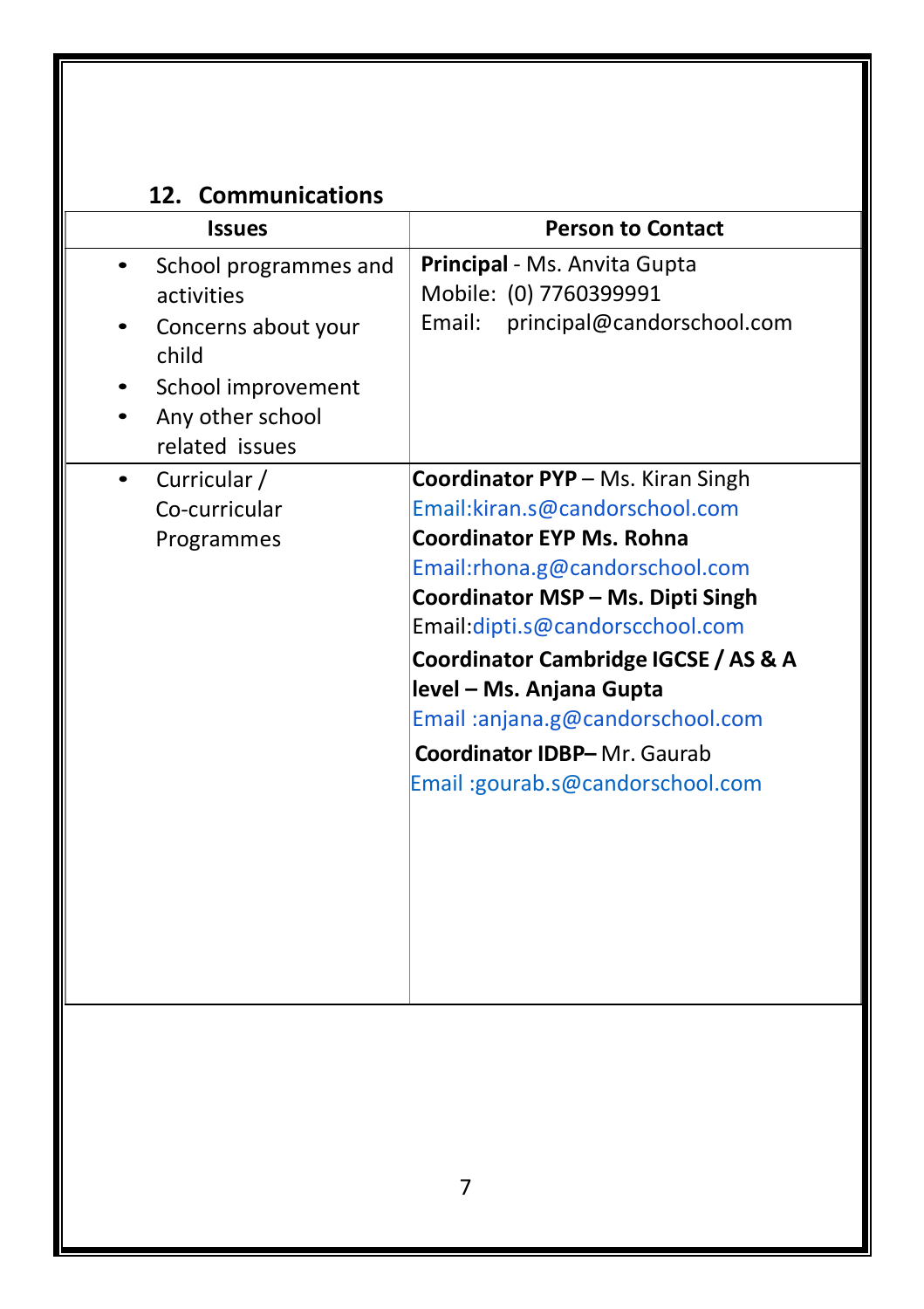## 12. Communications

| Issues | Person to Contact |
|---|---|
| • School programmes and activities<br>• Concerns about your child<br>• School improvement<br>• Any other school related issues | **Principal** - Ms. Anvita Gupta<br>Mobile: (0) 7760399991<br>Email: principal@candorschool.com |
| • Curricular / Co-curricular Programmes | **Coordinator PYP** – Ms. Kiran Singh<br>Email:kiran.s@candorschool.com<br>**Coordinator EYP Ms. Rohna**<br>Email:rhona.g@candorschool.com<br>**Coordinator MSP – Ms. Dipti Singh**<br>Email:dipti.s@candorscchool.com<br>**Coordinator Cambridge IGCSE / AS & A level – Ms. Anjana Gupta**<br>Email :anjana.g@candorschool.com<br>**Coordinator IDBP–** Mr. Gaurab<br>Email :gourab.s@candorschool.com |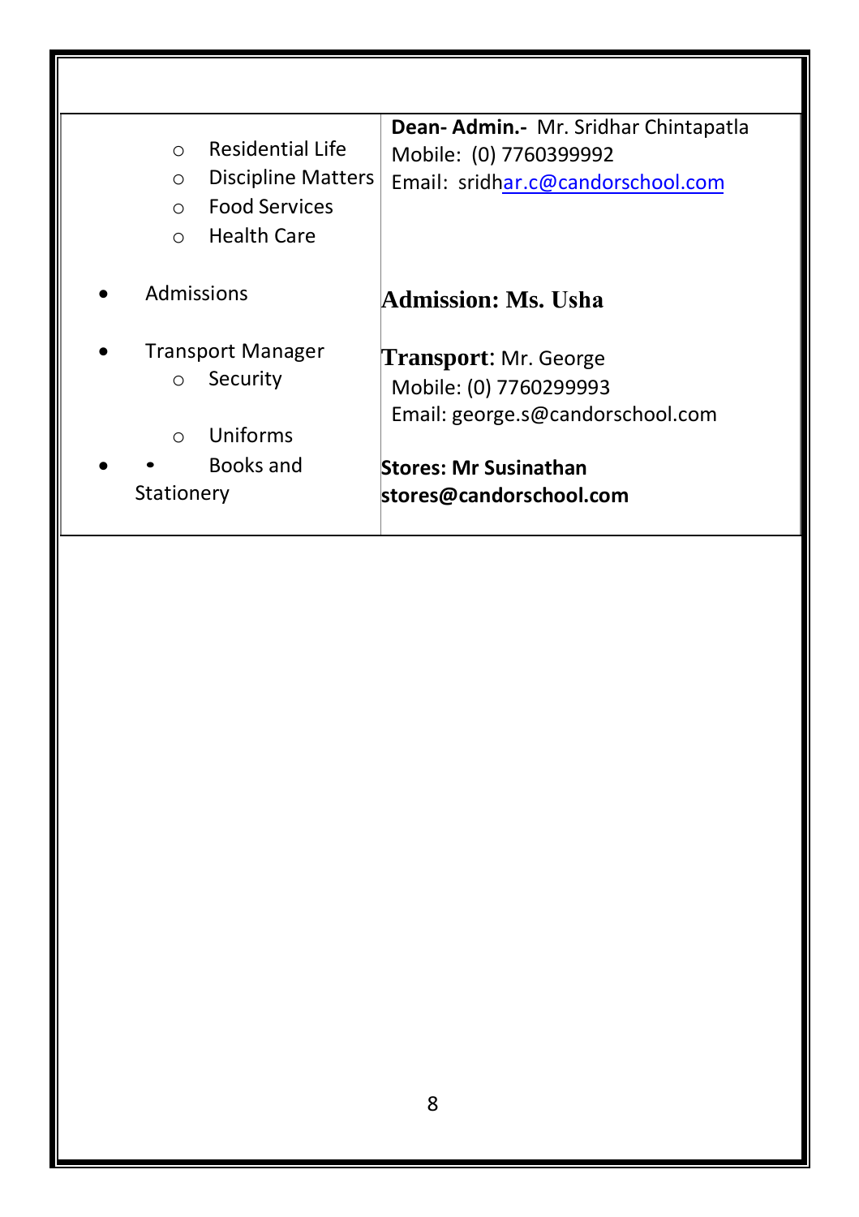| | |
|---|---|
| <ul><li>Residential Life</li><li>Discipline Matters</li><li>Food Services</li><li>Health Care</li></ul> | **Dean- Admin.-** Mr. Sridhar Chintapatla<br>Mobile: (0) 7760399992<br>Email: sridhar.c@candorschool.com |
| • Admissions | **Admission: Ms. Usha** |
| • Transport Manager<ul><li>Security</li></ul> | **Transport**: Mr. George<br>Mobile: (0) 7760299993<br>Email: george.s@candorschool.com |
| <ul><li>Uniforms</li></ul>• Books and Stationery | **Stores: Mr Susinathan**<br>**stores@candorschool.com** |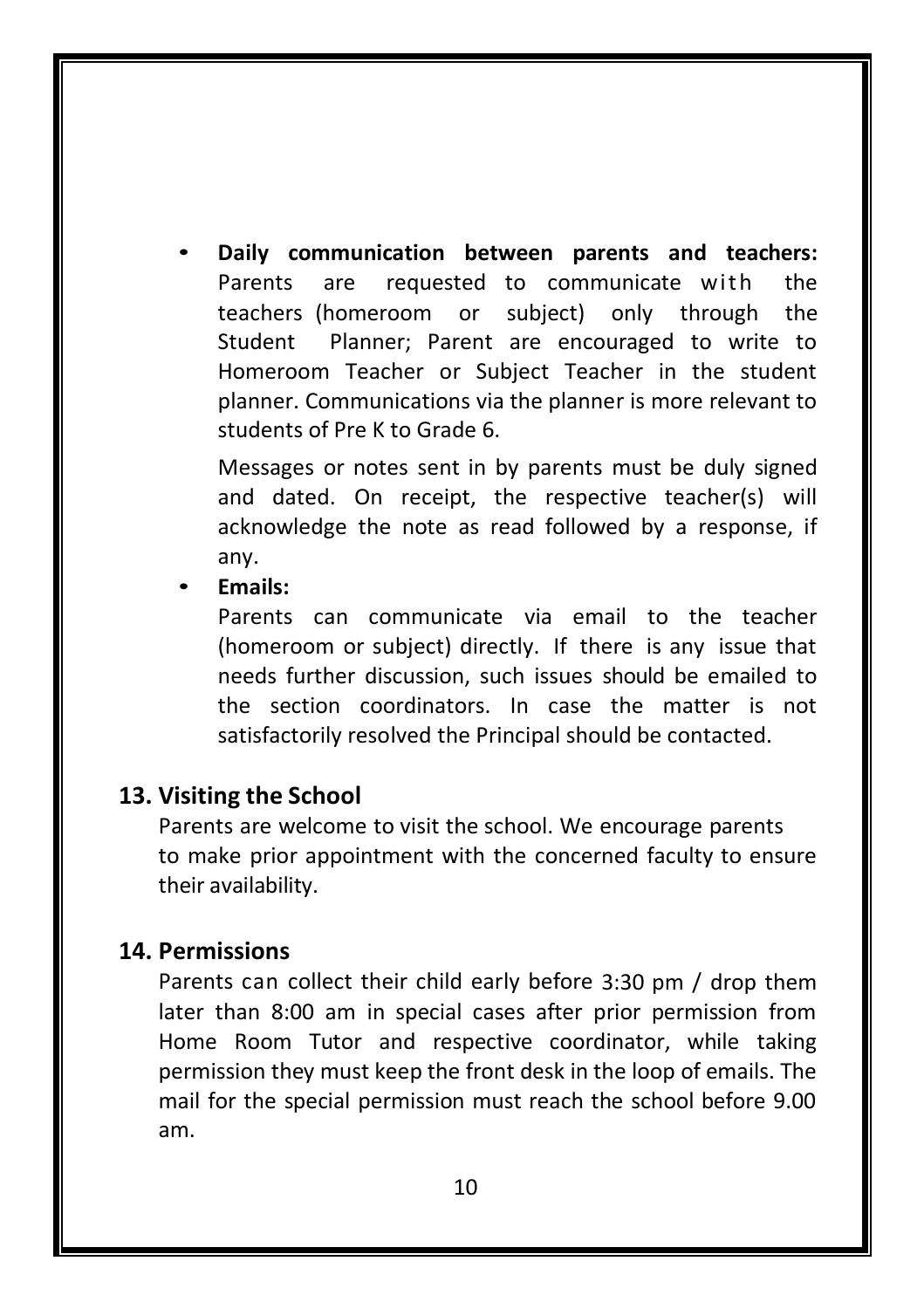- **Daily communication between parents and teachers:** Parents are requested to communicate with the teachers (homeroom or subject) only through the Student Planner; Parent are encouraged to write to Homeroom Teacher or Subject Teacher in the student planner. Communications via the planner is more relevant to students of Pre K to Grade 6.

  Messages or notes sent in by parents must be duly signed and dated. On receipt, the respective teacher(s) will acknowledge the note as read followed by a response, if any.

- **Emails:**
  Parents can communicate via email to the teacher (homeroom or subject) directly. If there is any issue that needs further discussion, such issues should be emailed to the section coordinators. In case the matter is not satisfactorily resolved the Principal should be contacted.

## 13. Visiting the School

Parents are welcome to visit the school. We encourage parents to make prior appointment with the concerned faculty to ensure their availability.

## 14. Permissions

Parents can collect their child early before 3:30 pm / drop them later than 8:00 am in special cases after prior permission from Home Room Tutor and respective coordinator, while taking permission they must keep the front desk in the loop of emails. The mail for the special permission must reach the school before 9.00 am.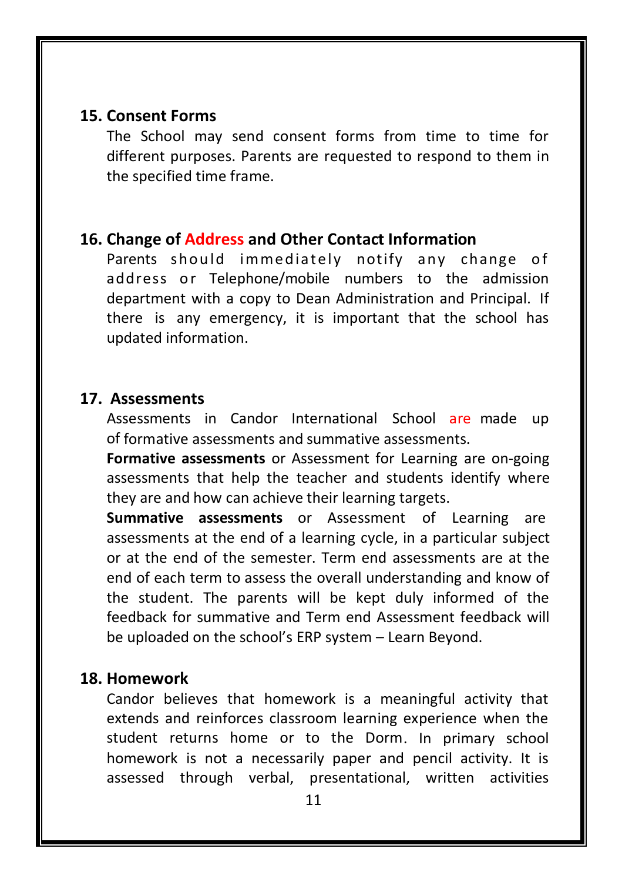## 15. Consent Forms

The School may send consent forms from time to time for different purposes. Parents are requested to respond to them in the specified time frame.

## 16. Change of Address and Other Contact Information

Parents should immediately notify any change of address or Telephone/mobile numbers to the admission department with a copy to Dean Administration and Principal. If there is any emergency, it is important that the school has updated information.

## 17. Assessments

Assessments in Candor International School are made up of formative assessments and summative assessments.

**Formative assessments** or Assessment for Learning are on-going assessments that help the teacher and students identify where they are and how can achieve their learning targets.

**Summative assessments** or Assessment of Learning are assessments at the end of a learning cycle, in a particular subject or at the end of the semester. Term end assessments are at the end of each term to assess the overall understanding and know of the student. The parents will be kept duly informed of the feedback for summative and Term end Assessment feedback will be uploaded on the school's ERP system – Learn Beyond.

## 18. Homework

Candor believes that homework is a meaningful activity that extends and reinforces classroom learning experience when the student returns home or to the Dorm. In primary school homework is not a necessarily paper and pencil activity. It is assessed through verbal, presentational, written activities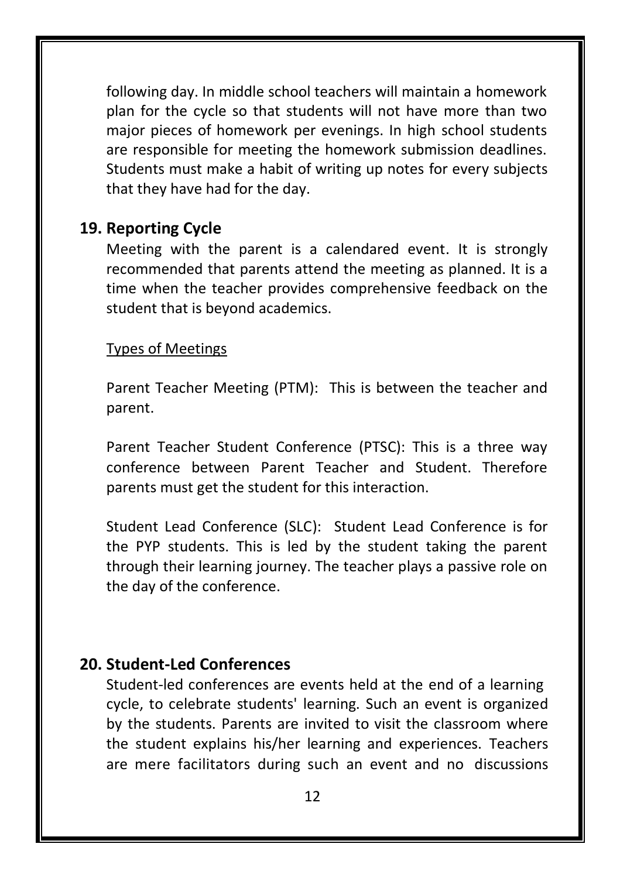following day. In middle school teachers will maintain a homework plan for the cycle so that students will not have more than two major pieces of homework per evenings. In high school students are responsible for meeting the homework submission deadlines. Students must make a habit of writing up notes for every subjects that they have had for the day.

## 19. Reporting Cycle

Meeting with the parent is a calendared event. It is strongly recommended that parents attend the meeting as planned. It is a time when the teacher provides comprehensive feedback on the student that is beyond academics.

<u>Types of Meetings</u>

Parent Teacher Meeting (PTM): This is between the teacher and parent.

Parent Teacher Student Conference (PTSC): This is a three way conference between Parent Teacher and Student. Therefore parents must get the student for this interaction.

Student Lead Conference (SLC): Student Lead Conference is for the PYP students. This is led by the student taking the parent through their learning journey. The teacher plays a passive role on the day of the conference.

## 20. Student-Led Conferences

Student-led conferences are events held at the end of a learning cycle, to celebrate students' learning. Such an event is organized by the students. Parents are invited to visit the classroom where the student explains his/her learning and experiences. Teachers are mere facilitators during such an event and no discussions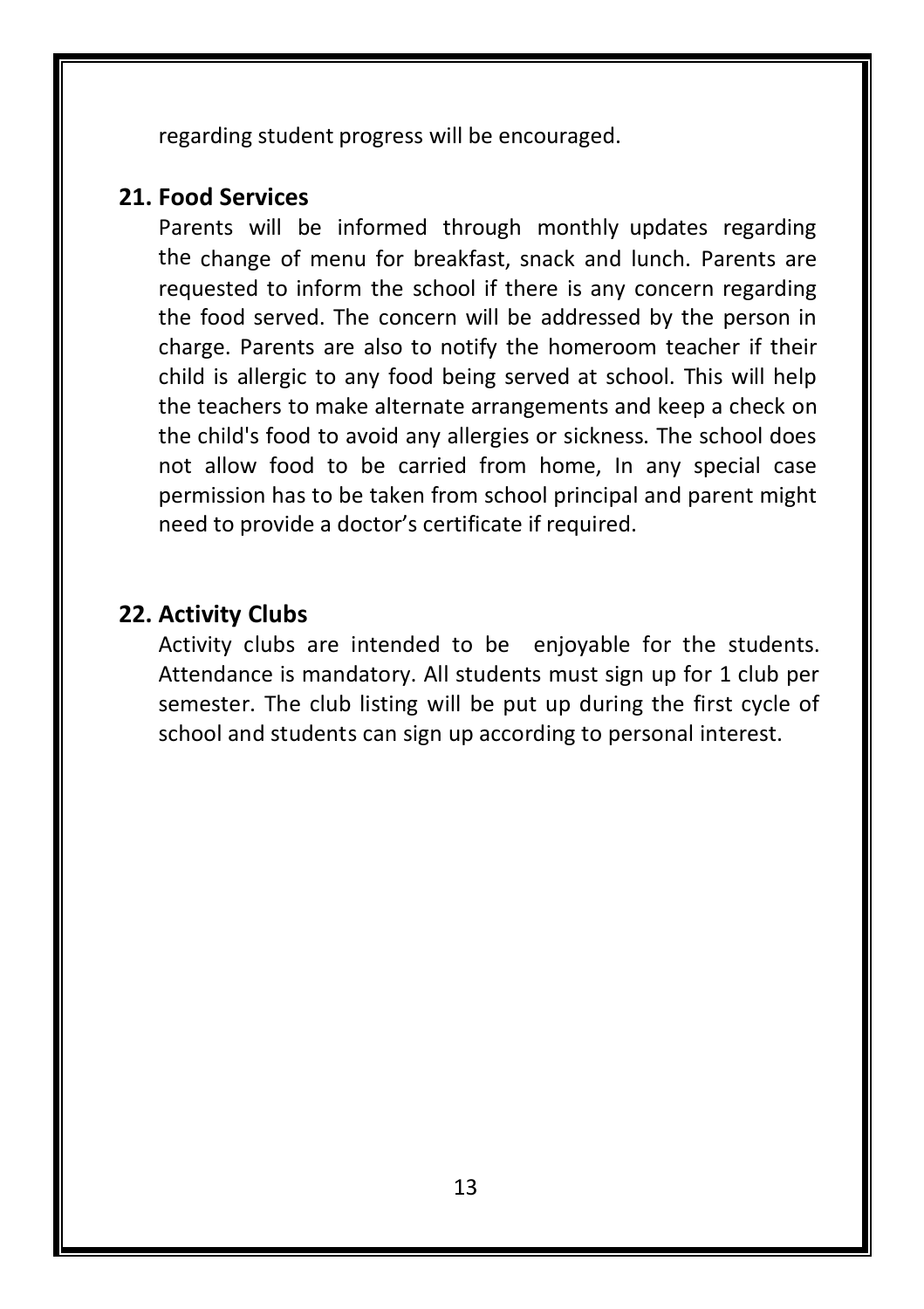regarding student progress will be encouraged.

## 21. Food Services

Parents will be informed through monthly updates regarding the change of menu for breakfast, snack and lunch. Parents are requested to inform the school if there is any concern regarding the food served. The concern will be addressed by the person in charge. Parents are also to notify the homeroom teacher if their child is allergic to any food being served at school. This will help the teachers to make alternate arrangements and keep a check on the child's food to avoid any allergies or sickness. The school does not allow food to be carried from home, In any special case permission has to be taken from school principal and parent might need to provide a doctor's certificate if required.

## 22. Activity Clubs

Activity clubs are intended to be enjoyable for the students. Attendance is mandatory. All students must sign up for 1 club per semester. The club listing will be put up during the first cycle of school and students can sign up according to personal interest.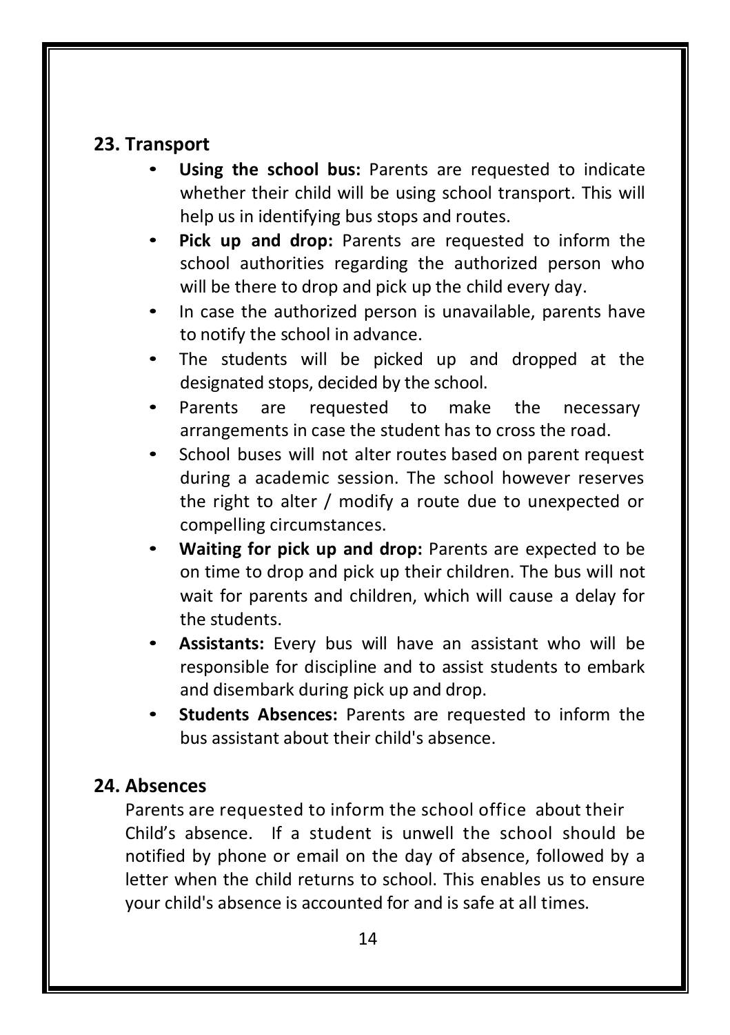## 23. Transport

- **Using the school bus:** Parents are requested to indicate whether their child will be using school transport. This will help us in identifying bus stops and routes.
- **Pick up and drop:** Parents are requested to inform the school authorities regarding the authorized person who will be there to drop and pick up the child every day.
- In case the authorized person is unavailable, parents have to notify the school in advance.
- The students will be picked up and dropped at the designated stops, decided by the school.
- Parents are requested to make the necessary arrangements in case the student has to cross the road.
- School buses will not alter routes based on parent request during a academic session. The school however reserves the right to alter / modify a route due to unexpected or compelling circumstances.
- **Waiting for pick up and drop:** Parents are expected to be on time to drop and pick up their children. The bus will not wait for parents and children, which will cause a delay for the students.
- **Assistants:** Every bus will have an assistant who will be responsible for discipline and to assist students to embark and disembark during pick up and drop.
- **Students Absences:** Parents are requested to inform the bus assistant about their child's absence.

## 24. Absences

Parents are requested to inform the school office about their Child's absence. If a student is unwell the school should be notified by phone or email on the day of absence, followed by a letter when the child returns to school. This enables us to ensure your child's absence is accounted for and is safe at all times.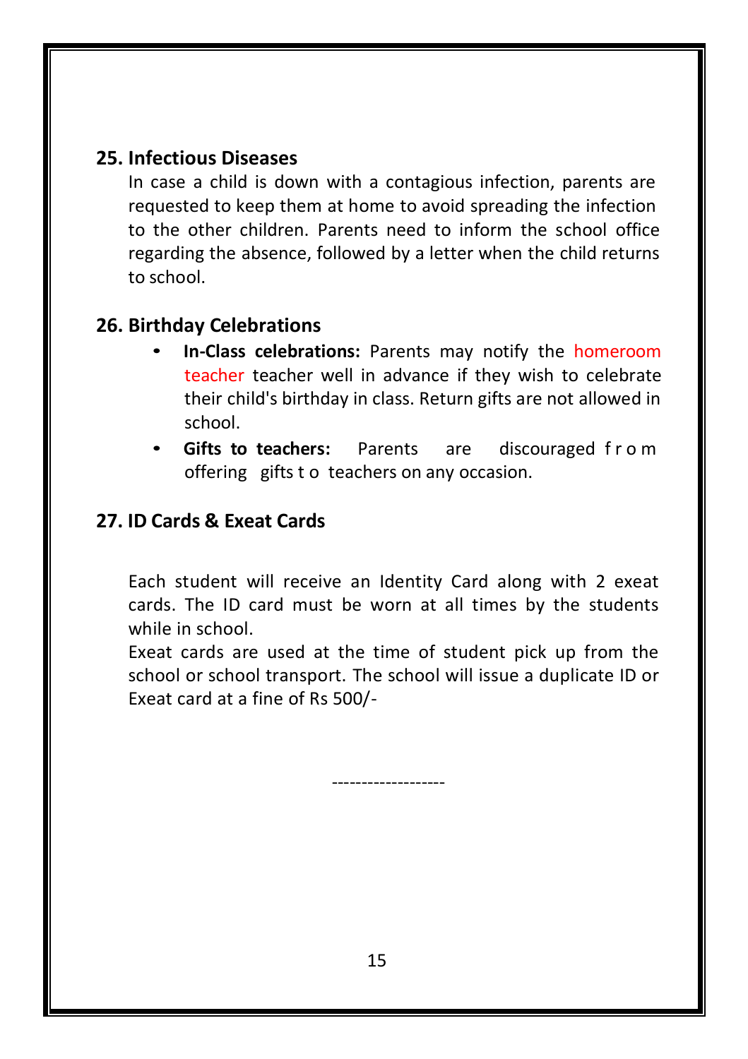## 25. Infectious Diseases

In case a child is down with a contagious infection, parents are requested to keep them at home to avoid spreading the infection to the other children. Parents need to inform the school office regarding the absence, followed by a letter when the child returns to school.

## 26. Birthday Celebrations

- **In-Class celebrations:** Parents may notify the homeroom teacher teacher well in advance if they wish to celebrate their child's birthday in class. Return gifts are not allowed in school.
- **Gifts to teachers:** Parents are discouraged from offering gifts to teachers on any occasion.

## 27. ID Cards & Exeat Cards

Each student will receive an Identity Card along with 2 exeat cards. The ID card must be worn at all times by the students while in school.

Exeat cards are used at the time of student pick up from the school or school transport. The school will issue a duplicate ID or Exeat card at a fine of Rs 500/-

-------------------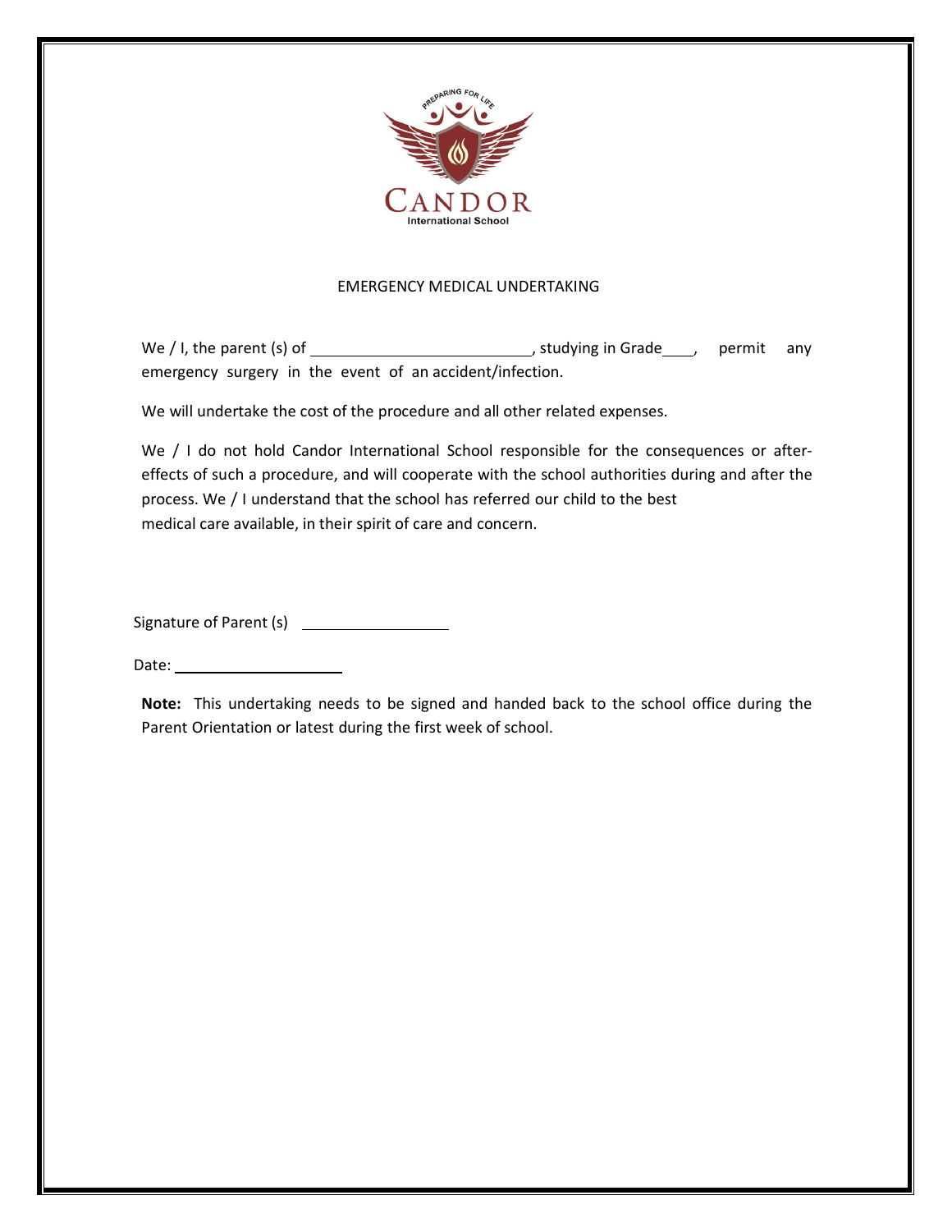PREPARING FOR LIFE

CANDOR

International School

EMERGENCY MEDICAL UNDERTAKING

We / I, the parent (s) of __________________________, studying in Grade____, permit any emergency surgery in the event of an accident/infection.

We will undertake the cost of the procedure and all other related expenses.

We / I do not hold Candor International School responsible for the consequences or after-effects of such a procedure, and will cooperate with the school authorities during and after the process. We / I understand that the school has referred our child to the best medical care available, in their spirit of care and concern.

Signature of Parent (s) __________________

Date: ____________________

**Note:** This undertaking needs to be signed and handed back to the school office during the Parent Orientation or latest during the first week of school.